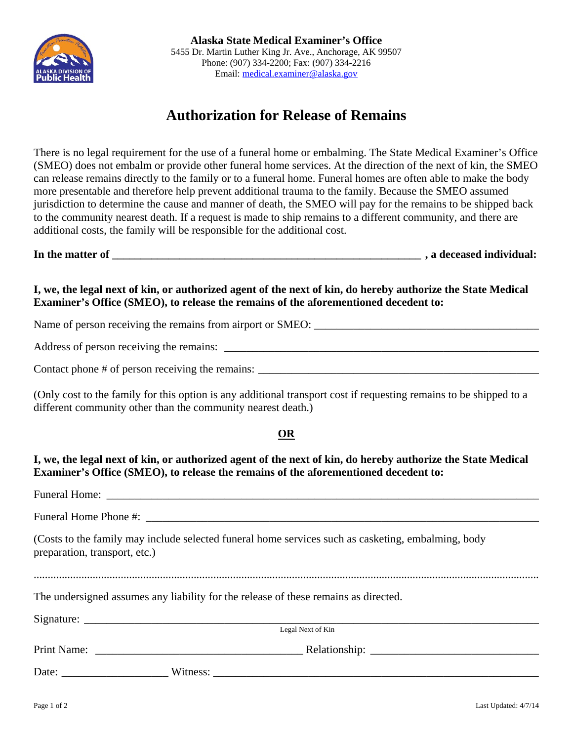**Alaska State Medical Examiner's Office**
5455 Dr. Martin Luther King Jr. Ave., Anchorage, AK 99507
Phone: (907) 334-2200; Fax: (907) 334-2216
Email: medical.examiner@alaska.gov

# Authorization for Release of Remains

There is no legal requirement for the use of a funeral home or embalming. The State Medical Examiner's Office (SMEO) does not embalm or provide other funeral home services. At the direction of the next of kin, the SMEO can release remains directly to the family or to a funeral home. Funeral homes are often able to make the body more presentable and therefore help prevent additional trauma to the family. Because the SMEO assumed jurisdiction to determine the cause and manner of death, the SMEO will pay for the remains to be shipped back to the community nearest death. If a request is made to ship remains to a different community, and there are additional costs, the family will be responsible for the additional cost.

**In the matter of \_\_\_\_\_\_\_\_\_\_\_\_\_\_\_\_\_\_\_\_\_\_\_\_\_\_\_\_\_\_\_\_\_\_\_\_\_\_\_\_\_\_\_\_ , a deceased individual:**

**I, we, the legal next of kin, or authorized agent of the next of kin, do hereby authorize the State Medical Examiner's Office (SMEO), to release the remains of the aforementioned decedent to:**

Name of person receiving the remains from airport or SMEO: \_\_\_\_\_\_\_\_\_\_\_\_\_\_\_\_\_\_\_\_\_\_\_\_\_\_\_\_\_\_

Address of person receiving the remains: \_\_\_\_\_\_\_\_\_\_\_\_\_\_\_\_\_\_\_\_\_\_\_\_\_\_\_\_\_\_\_\_\_\_\_\_\_\_\_\_

Contact phone # of person receiving the remains: \_\_\_\_\_\_\_\_\_\_\_\_\_\_\_\_\_\_\_\_\_\_\_\_\_\_\_\_\_\_\_\_\_\_\_

(Only cost to the family for this option is any additional transport cost if requesting remains to be shipped to a different community other than the community nearest death.)

**OR**

**I, we, the legal next of kin, or authorized agent of the next of kin, do hereby authorize the State Medical Examiner's Office (SMEO), to release the remains of the aforementioned decedent to:**

Funeral Home: \_\_\_\_\_\_\_\_\_\_\_\_\_\_\_\_\_\_\_\_\_\_\_\_\_\_\_\_\_\_\_\_\_\_\_\_\_\_\_\_\_\_\_\_\_\_\_\_\_\_\_\_\_\_\_\_\_\_

Funeral Home Phone #: \_\_\_\_\_\_\_\_\_\_\_\_\_\_\_\_\_\_\_\_\_\_\_\_\_\_\_\_\_\_\_\_\_\_\_\_\_\_\_\_\_\_\_\_\_\_\_\_\_\_\_

(Costs to the family may include selected funeral home services such as casketing, embalming, body preparation, transport, etc.)

........................................................................................................................................................................

The undersigned assumes any liability for the release of these remains as directed.

Signature: \_\_\_\_\_\_\_\_\_\_\_\_\_\_\_\_\_\_\_\_\_\_\_\_\_\_\_\_\_\_\_\_\_\_\_\_\_\_\_\_\_\_\_\_\_\_\_\_\_\_\_\_\_\_\_\_\_\_\_\_
Legal Next of Kin

Print Name: \_\_\_\_\_\_\_\_\_\_\_\_\_\_\_\_\_\_\_\_\_\_\_\_\_\_\_\_ Relationship: \_\_\_\_\_\_\_\_\_\_\_\_\_\_\_\_\_\_\_\_\_\_

Date: \_\_\_\_\_\_\_\_\_\_\_\_\_\_ Witness: \_\_\_\_\_\_\_\_\_\_\_\_\_\_\_\_\_\_\_\_\_\_\_\_\_\_\_\_\_\_\_\_\_\_\_\_\_\_\_\_\_\_\_\_

Last Updated: 4/7/14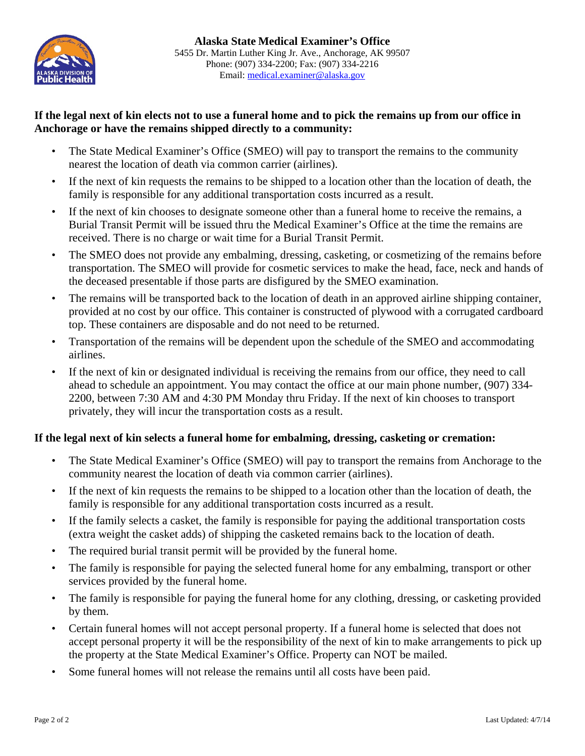**Alaska State Medical Examiner's Office**
5455 Dr. Martin Luther King Jr. Ave., Anchorage, AK 99507
Phone: (907) 334-2200; Fax: (907) 334-2216
Email: medical.examiner@alaska.gov

**If the legal next of kin elects not to use a funeral home and to pick the remains up from our office in Anchorage or have the remains shipped directly to a community:**

- The State Medical Examiner's Office (SMEO) will pay to transport the remains to the community nearest the location of death via common carrier (airlines).
- If the next of kin requests the remains to be shipped to a location other than the location of death, the family is responsible for any additional transportation costs incurred as a result.
- If the next of kin chooses to designate someone other than a funeral home to receive the remains, a Burial Transit Permit will be issued thru the Medical Examiner's Office at the time the remains are received. There is no charge or wait time for a Burial Transit Permit.
- The SMEO does not provide any embalming, dressing, casketing, or cosmetizing of the remains before transportation. The SMEO will provide for cosmetic services to make the head, face, neck and hands of the deceased presentable if those parts are disfigured by the SMEO examination.
- The remains will be transported back to the location of death in an approved airline shipping container, provided at no cost by our office. This container is constructed of plywood with a corrugated cardboard top. These containers are disposable and do not need to be returned.
- Transportation of the remains will be dependent upon the schedule of the SMEO and accommodating airlines.
- If the next of kin or designated individual is receiving the remains from our office, they need to call ahead to schedule an appointment. You may contact the office at our main phone number, (907) 334-2200, between 7:30 AM and 4:30 PM Monday thru Friday. If the next of kin chooses to transport privately, they will incur the transportation costs as a result.

**If the legal next of kin selects a funeral home for embalming, dressing, casketing or cremation:**

- The State Medical Examiner's Office (SMEO) will pay to transport the remains from Anchorage to the community nearest the location of death via common carrier (airlines).
- If the next of kin requests the remains to be shipped to a location other than the location of death, the family is responsible for any additional transportation costs incurred as a result.
- If the family selects a casket, the family is responsible for paying the additional transportation costs (extra weight the casket adds) of shipping the casketed remains back to the location of death.
- The required burial transit permit will be provided by the funeral home.
- The family is responsible for paying the selected funeral home for any embalming, transport or other services provided by the funeral home.
- The family is responsible for paying the funeral home for any clothing, dressing, or casketing provided by them.
- Certain funeral homes will not accept personal property. If a funeral home is selected that does not accept personal property it will be the responsibility of the next of kin to make arrangements to pick up the property at the State Medical Examiner's Office. Property can NOT be mailed.
- Some funeral homes will not release the remains until all costs have been paid.

Last Updated: 4/7/14